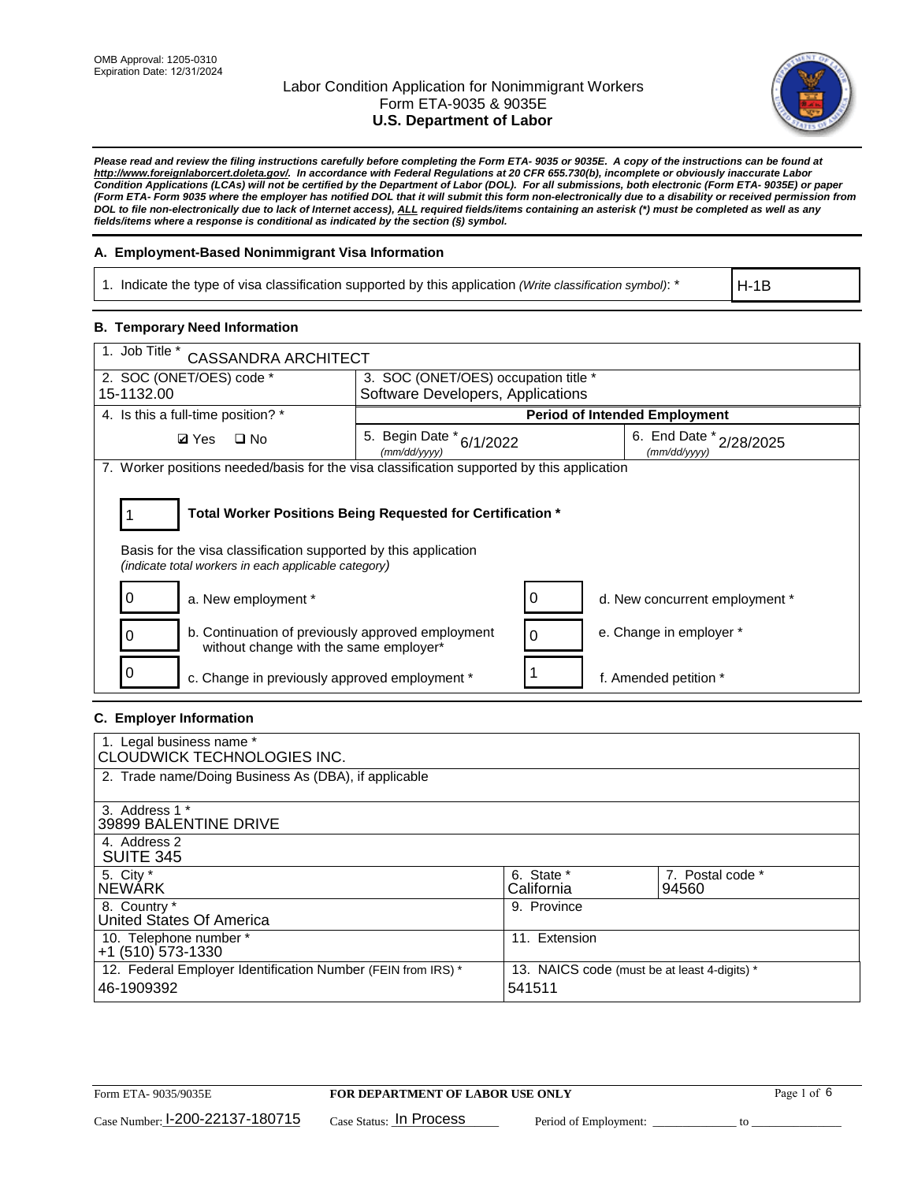OMB Approval: 1205-0310
Expiration Date: 12/31/2024

# Labor Condition Application for Nonimmigrant Workers
## Form ETA-9035 & 9035E
## U.S. Department of Labor

***Please read and review the filing instructions carefully before completing the Form ETA- 9035 or 9035E. A copy of the instructions can be found at http://www.foreignlaborcert.doleta.gov/. In accordance with Federal Regulations at 20 CFR 655.730(b), incomplete or obviously inaccurate Labor Condition Applications (LCAs) will not be certified by the Department of Labor (DOL). For all submissions, both electronic (Form ETA- 9035E) or paper (Form ETA- Form 9035 where the employer has notified DOL that it will submit this form non-electronically due to a disability or received permission from DOL to file non-electronically due to lack of Internet access), ALL required fields/items containing an asterisk (*) must be completed as well as any fields/items where a response is conditional as indicated by the section (§) symbol.***

### A. Employment-Based Nonimmigrant Visa Information

| 1. Indicate the type of visa classification supported by this application *(Write classification symbol)*: * | H-1B |
|---|---|

### B. Temporary Need Information

| 1. Job Title * CASSANDRA ARCHITECT | | |
|---|---|---|
| 2. SOC (ONET/OES) code * 15-1132.00 | 3. SOC (ONET/OES) occupation title * Software Developers, Applications | |
| 4. Is this a full-time position? * | Period of Intended Employment | |
| ☑ Yes ☐ No | 5. Begin Date * *(mm/dd/yyyy)* 6/1/2022 | 6. End Date * *(mm/dd/yyyy)* 2/28/2025 |

7. Worker positions needed/basis for the visa classification supported by this application

**1 — Total Worker Positions Being Requested for Certification ***

Basis for the visa classification supported by this application
*(indicate total workers in each applicable category)*

| Count | Category | Count | Category |
|---|---|---|---|
| 0 | a. New employment * | 0 | d. New concurrent employment * |
| 0 | b. Continuation of previously approved employment without change with the same employer* | 0 | e. Change in employer * |
| 0 | c. Change in previously approved employment * | 1 | f. Amended petition * |

### C. Employer Information

| 1. Legal business name * CLOUDWICK TECHNOLOGIES INC. | | |
|---|---|---|
| 2. Trade name/Doing Business As (DBA), if applicable | | |
| 3. Address 1 * 39899 BALENTINE DRIVE | | |
| 4. Address 2 SUITE 345 | | |
| 5. City * NEWARK | 6. State * California | 7. Postal code * 94560 |
| 8. Country * United States Of America | 9. Province | |
| 10. Telephone number * +1 (510) 573-1330 | 11. Extension | |
| 12. Federal Employer Identification Number (FEIN from IRS) * 46-1909392 | 13. NAICS code (must be at least 4-digits) * 541511 | |

Form ETA- 9035/9035E — FOR DEPARTMENT OF LABOR USE ONLY

Case Number: I-200-22137-180715 Case Status: In Process Period of Employment: ______________ to ______________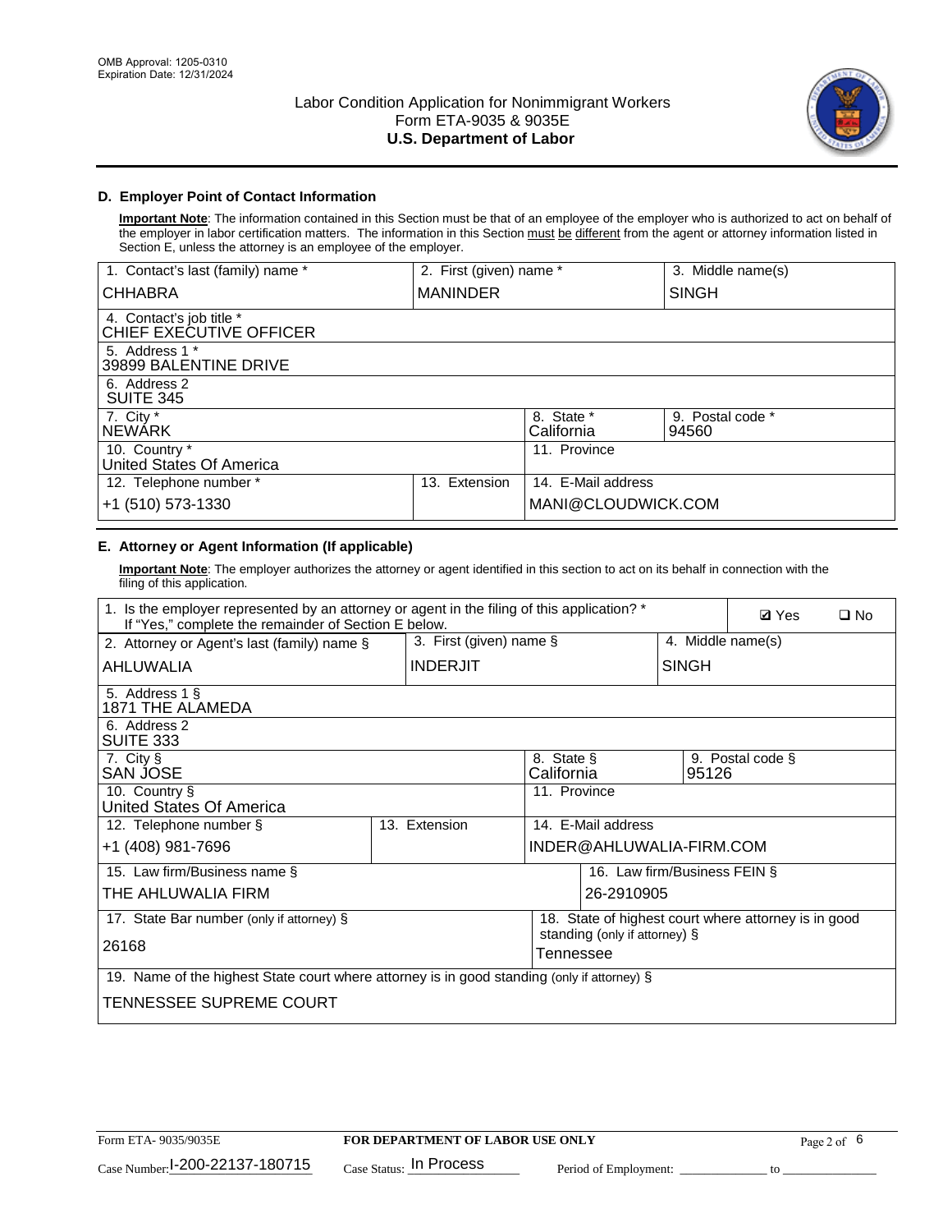OMB Approval: 1205-0310
Expiration Date: 12/31/2024

# Labor Condition Application for Nonimmigrant Workers
## Form ETA-9035 & 9035E
## U.S. Department of Labor

### D. Employer Point of Contact Information

**Important Note**: The information contained in this Section must be that of an employee of the employer who is authorized to act on behalf of the employer in labor certification matters. The information in this Section must be different from the agent or attorney information listed in Section E, unless the attorney is an employee of the employer.

| 1. Contact's last (family) name * | 2. First (given) name * | 3. Middle name(s) |
|---|---|---|
| CHHABRA | MANINDER | SINGH |
| 4. Contact's job title * CHIEF EXECUTIVE OFFICER | | |
| 5. Address 1 * 39899 BALENTINE DRIVE | | |
| 6. Address 2 SUITE 345 | | |
| 7. City * NEWARK | 8. State * California | 9. Postal code * 94560 |
| 10. Country * United States Of America | 11. Province | |
| 12. Telephone number * +1 (510) 573-1330 | 13. Extension | 14. E-Mail address MANI@CLOUDWICK.COM |

### E. Attorney or Agent Information (If applicable)

**Important Note**: The employer authorizes the attorney or agent identified in this section to act on its behalf in connection with the filing of this application.

| 1. Is the employer represented by an attorney or agent in the filing of this application? * If "Yes," complete the remainder of Section E below. | ☑ Yes ☐ No | |
|---|---|---|
| 2. Attorney or Agent's last (family) name § AHLUWALIA | 3. First (given) name § INDERJIT | 4. Middle name(s) SINGH |
| 5. Address 1 § 1871 THE ALAMEDA | | |
| 6. Address 2 SUITE 333 | | |
| 7. City § SAN JOSE | 8. State § California | 9. Postal code § 95126 |
| 10. Country § United States Of America | 11. Province | |
| 12. Telephone number § +1 (408) 981-7696 | 13. Extension | 14. E-Mail address INDER@AHLUWALIA-FIRM.COM |
| 15. Law firm/Business name § THE AHLUWALIA FIRM | 16. Law firm/Business FEIN § 26-2910905 | |
| 17. State Bar number (only if attorney) § 26168 | 18. State of highest court where attorney is in good standing (only if attorney) § Tennessee | |
| 19. Name of the highest State court where attorney is in good standing (only if attorney) § TENNESSEE SUPREME COURT | | |

Form ETA- 9035/9035E | FOR DEPARTMENT OF LABOR USE ONLY

Case Number: I-200-22137-180715 Case Status: In Process Period of Employment: ____________ to ____________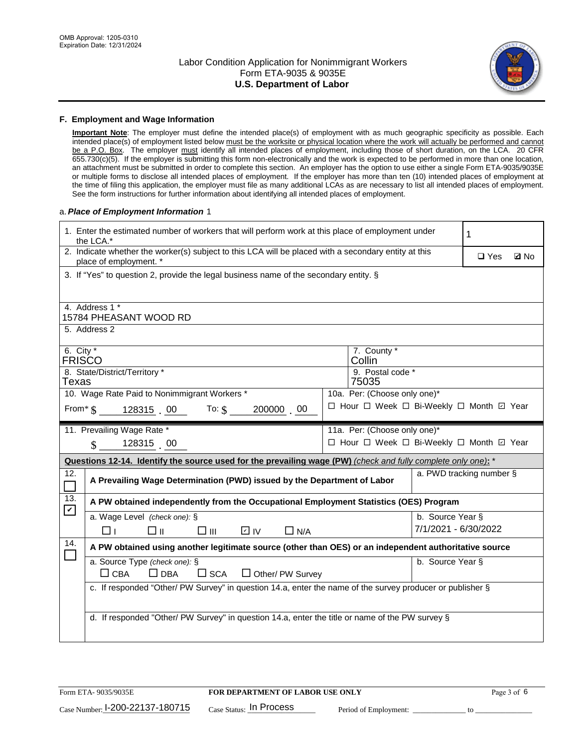## F. Employment and Wage Information

**Important Note**: The employer must define the intended place(s) of employment with as much geographic specificity as possible. Each intended place(s) of employment listed below must be the worksite or physical location where the work will actually be performed and cannot be a P.O. Box. The employer must identify all intended places of employment, including those of short duration, on the LCA. 20 CFR 655.730(c)(5). If the employer is submitting this form non-electronically and the work is expected to be performed in more than one location, an attachment must be submitted in order to complete this section. An employer has the option to use either a single Form ETA-9035/9035E or multiple forms to disclose all intended places of employment. If the employer has more than ten (10) intended places of employment at the time of filing this application, the employer must file as many additional LCAs as are necessary to list all intended places of employment. See the form instructions for further information about identifying all intended places of employment.

a. ***Place of Employment Information*** 1

| | |
|---|---|
| 1. Enter the estimated number of workers that will perform work at this place of employment under the LCA.* | 1 |
| 2. Indicate whether the worker(s) subject to this LCA will be placed with a secondary entity at this place of employment. * | ☐ Yes ☑ No |
| 3. If "Yes" to question 2, provide the legal business name of the secondary entity. § | |
| 4. Address 1 * 15784 PHEASANT WOOD RD | |
| 5. Address 2 | |
| 6. City * FRISCO | 7. County * Collin |
| 8. State/District/Territory * Texas | 9. Postal code * 75035 |
| 10. Wage Rate Paid to Nonimmigrant Workers * From* $ 128315 . 00 To: $ 200000 . 00 | 10a. Per: (Choose only one)* ☐ Hour ☐ Week ☐ Bi-Weekly ☐ Month ☑ Year |
| 11. Prevailing Wage Rate * $ 128315 . 00 | 11a. Per: (Choose only one)* ☐ Hour ☐ Week ☐ Bi-Weekly ☐ Month ☑ Year |

**Questions 12-14. Identify the source used for the prevailing wage (PW)** *(check and fully complete only one)*: *

| | | |
|---|---|---|
| 12. ☐ | **A Prevailing Wage Determination (PWD) issued by the Department of Labor** | a. PWD tracking number § |
| 13. ☑ | **A PW obtained independently from the Occupational Employment Statistics (OES) Program** | |
| | a. Wage Level *(check one)*: § ☐ I ☐ II ☐ III ☑ IV ☐ N/A | b. Source Year § 7/1/2021 - 6/30/2022 |
| 14. ☐ | **A PW obtained using another legitimate source (other than OES) or an independent authoritative source** | |
| | a. Source Type *(check one)*: § ☐ CBA ☐ DBA ☐ SCA ☐ Other/ PW Survey | b. Source Year § |
| | c. If responded "Other/ PW Survey" in question 14.a, enter the name of the survey producer or publisher § | |
| | d. If responded "Other/ PW Survey" in question 14.a, enter the title or name of the PW survey § | |

Form ETA- 9035/9035E | **FOR DEPARTMENT OF LABOR USE ONLY**

Case Number: I-200-22137-180715 Case Status: In Process Period of Employment: _____________ to _____________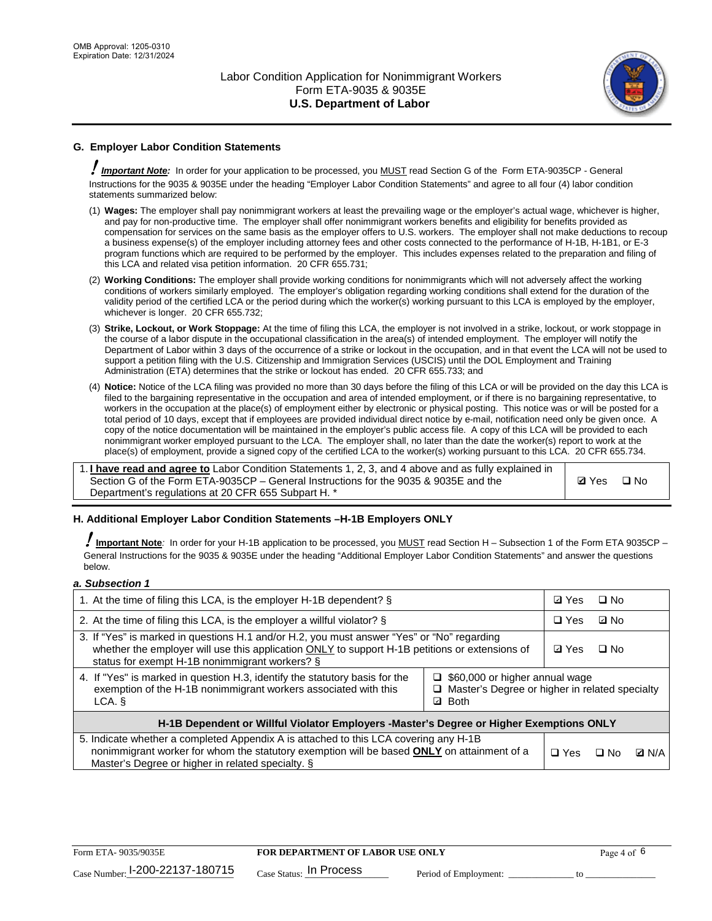## G. Employer Labor Condition Statements

! ***Important Note:*** In order for your application to be processed, you MUST read Section G of the Form ETA-9035CP - General Instructions for the 9035 & 9035E under the heading "Employer Labor Condition Statements" and agree to all four (4) labor condition statements summarized below:

(1) **Wages:** The employer shall pay nonimmigrant workers at least the prevailing wage or the employer's actual wage, whichever is higher, and pay for non-productive time. The employer shall offer nonimmigrant workers benefits and eligibility for benefits provided as compensation for services on the same basis as the employer offers to U.S. workers. The employer shall not make deductions to recoup a business expense(s) of the employer including attorney fees and other costs connected to the performance of H-1B, H-1B1, or E-3 program functions which are required to be performed by the employer. This includes expenses related to the preparation and filing of this LCA and related visa petition information. 20 CFR 655.731;

(2) **Working Conditions:** The employer shall provide working conditions for nonimmigrants which will not adversely affect the working conditions of workers similarly employed. The employer's obligation regarding working conditions shall extend for the duration of the validity period of the certified LCA or the period during which the worker(s) working pursuant to this LCA is employed by the employer, whichever is longer. 20 CFR 655.732;

(3) **Strike, Lockout, or Work Stoppage:** At the time of filing this LCA, the employer is not involved in a strike, lockout, or work stoppage in the course of a labor dispute in the occupational classification in the area(s) of intended employment. The employer will notify the Department of Labor within 3 days of the occurrence of a strike or lockout in the occupation, and in that event the LCA will not be used to support a petition filing with the U.S. Citizenship and Immigration Services (USCIS) until the DOL Employment and Training Administration (ETA) determines that the strike or lockout has ended. 20 CFR 655.733; and

(4) **Notice:** Notice of the LCA filing was provided no more than 30 days before the filing of this LCA or will be provided on the day this LCA is filed to the bargaining representative in the occupation and area of intended employment, or if there is no bargaining representative, to workers in the occupation at the place(s) of employment either by electronic or physical posting. This notice was or will be posted for a total period of 10 days, except that if employees are provided individual direct notice by e-mail, notification need only be given once. A copy of the notice documentation will be maintained in the employer's public access file. A copy of this LCA will be provided to each nonimmigrant worker employed pursuant to the LCA. The employer shall, no later than the date the worker(s) report to work at the place(s) of employment, provide a signed copy of the certified LCA to the worker(s) working pursuant to this LCA. 20 CFR 655.734.

| | |
|---|---|
| 1. **I have read and agree to** Labor Condition Statements 1, 2, 3, and 4 above and as fully explained in Section G of the Form ETA-9035CP – General Instructions for the 9035 & 9035E and the Department's regulations at 20 CFR 655 Subpart H. * | ☑ Yes ☐ No |

## H. Additional Employer Labor Condition Statements –H-1B Employers ONLY

! **Important Note**: In order for your H-1B application to be processed, you MUST read Section H – Subsection 1 of the Form ETA 9035CP – General Instructions for the 9035 & 9035E under the heading "Additional Employer Labor Condition Statements" and answer the questions below.

### *a. Subsection 1*

| | | |
|---|---|---|
| 1. At the time of filing this LCA, is the employer H-1B dependent? § | | ☑ Yes ☐ No |
| 2. At the time of filing this LCA, is the employer a willful violator? § | | ☐ Yes ☑ No |
| 3. If "Yes" is marked in questions H.1 and/or H.2, you must answer "Yes" or "No" regarding whether the employer will use this application ONLY to support H-1B petitions or extensions of status for exempt H-1B nonimmigrant workers? § | | ☑ Yes ☐ No |
| 4. If "Yes" is marked in question H.3, identify the statutory basis for the exemption of the H-1B nonimmigrant workers associated with this LCA. § | ☐ $60,000 or higher annual wage<br>☐ Master's Degree or higher in related specialty<br>☑ Both | |
| **H-1B Dependent or Willful Violator Employers -Master's Degree or Higher Exemptions ONLY** | | |
| 5. Indicate whether a completed Appendix A is attached to this LCA covering any H-1B nonimmigrant worker for whom the statutory exemption will be based **ONLY** on attainment of a Master's Degree or higher in related specialty. § | | ☐ Yes ☐ No ☑ N/A |

Form ETA- 9035/9035E | **FOR DEPARTMENT OF LABOR USE ONLY**

Case Number: I-200-22137-180715 Case Status: In Process Period of Employment: _____________ to _______________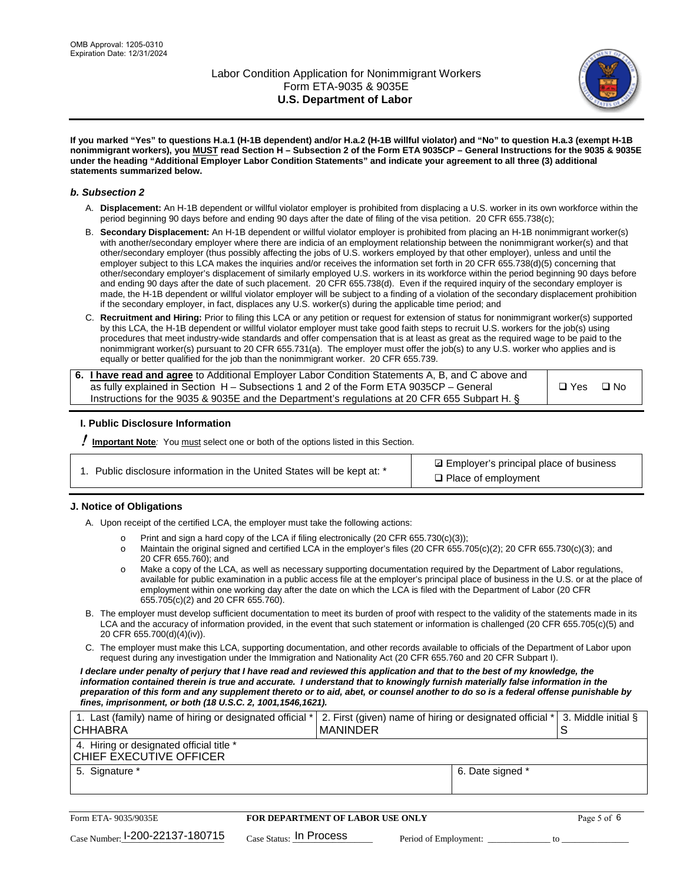If you marked "Yes" to questions H.a.1 (H-1B dependent) and/or H.a.2 (H-1B willful violator) and "No" to question H.a.3 (exempt H-1B nonimmigrant workers), you MUST read Section H – Subsection 2 of the Form ETA 9035CP – General Instructions for the 9035 & 9035E under the heading "Additional Employer Labor Condition Statements" and indicate your agreement to all three (3) additional statements summarized below.

### b. Subsection 2

A. **Displacement:** An H-1B dependent or willful violator employer is prohibited from displacing a U.S. worker in its own workforce within the period beginning 90 days before and ending 90 days after the date of filing of the visa petition. 20 CFR 655.738(c);

B. **Secondary Displacement:** An H-1B dependent or willful violator employer is prohibited from placing an H-1B nonimmigrant worker(s) with another/secondary employer where there are indicia of an employment relationship between the nonimmigrant worker(s) and that other/secondary employer (thus possibly affecting the jobs of U.S. workers employed by that other employer), unless and until the employer subject to this LCA makes the inquiries and/or receives the information set forth in 20 CFR 655.738(d)(5) concerning that other/secondary employer's displacement of similarly employed U.S. workers in its workforce within the period beginning 90 days before and ending 90 days after the date of such placement. 20 CFR 655.738(d). Even if the required inquiry of the secondary employer is made, the H-1B dependent or willful violator employer will be subject to a finding of a violation of the secondary displacement prohibition if the secondary employer, in fact, displaces any U.S. worker(s) during the applicable time period; and

C. **Recruitment and Hiring:** Prior to filing this LCA or any petition or request for extension of status for nonimmigrant worker(s) supported by this LCA, the H-1B dependent or willful violator employer must take good faith steps to recruit U.S. workers for the job(s) using procedures that meet industry-wide standards and offer compensation that is at least as great as the required wage to be paid to the nonimmigrant worker(s) pursuant to 20 CFR 655.731(a). The employer must offer the job(s) to any U.S. worker who applies and is equally or better qualified for the job than the nonimmigrant worker. 20 CFR 655.739.

| 6. **I have read and agree** to Additional Employer Labor Condition Statements A, B, and C above and as fully explained in Section H – Subsections 1 and 2 of the Form ETA 9035CP – General Instructions for the 9035 & 9035E and the Department's regulations at 20 CFR 655 Subpart H. § | ❑ Yes ❑ No |
|---|---|

## I. Public Disclosure Information

**! Important Note**: You must select one or both of the options listed in this Section.

| 1. Public disclosure information in the United States will be kept at: * | ☑ Employer's principal place of business<br>❑ Place of employment |
|---|---|

## J. Notice of Obligations

A. Upon receipt of the certified LCA, the employer must take the following actions:

- Print and sign a hard copy of the LCA if filing electronically (20 CFR 655.730(c)(3));
- Maintain the original signed and certified LCA in the employer's files (20 CFR 655.705(c)(2); 20 CFR 655.730(c)(3); and 20 CFR 655.760); and
- Make a copy of the LCA, as well as necessary supporting documentation required by the Department of Labor regulations, available for public examination in a public access file at the employer's principal place of business in the U.S. or at the place of employment within one working day after the date on which the LCA is filed with the Department of Labor (20 CFR 655.705(c)(2) and 20 CFR 655.760).

B. The employer must develop sufficient documentation to meet its burden of proof with respect to the validity of the statements made in its LCA and the accuracy of information provided, in the event that such statement or information is challenged (20 CFR 655.705(c)(5) and 20 CFR 655.700(d)(4)(iv)).

C. The employer must make this LCA, supporting documentation, and other records available to officials of the Department of Labor upon request during any investigation under the Immigration and Nationality Act (20 CFR 655.760 and 20 CFR Subpart I).

***I declare under penalty of perjury that I have read and reviewed this application and that to the best of my knowledge, the information contained therein is true and accurate. I understand that to knowingly furnish materially false information in the preparation of this form and any supplement thereto or to aid, abet, or counsel another to do so is a federal offense punishable by fines, imprisonment, or both (18 U.S.C. 2, 1001,1546,1621).***

| 1. Last (family) name of hiring or designated official * CHHABRA | 2. First (given) name of hiring or designated official * MANINDER | 3. Middle initial § S |
|---|---|---|
| 4. Hiring or designated official title * CHIEF EXECUTIVE OFFICER | | |
| 5. Signature * | 6. Date signed * | |

Form ETA- 9035/9035E — **FOR DEPARTMENT OF LABOR USE ONLY**

Case Number: I-200-22137-180715 Case Status: In Process Period of Employment: _____________ to _____________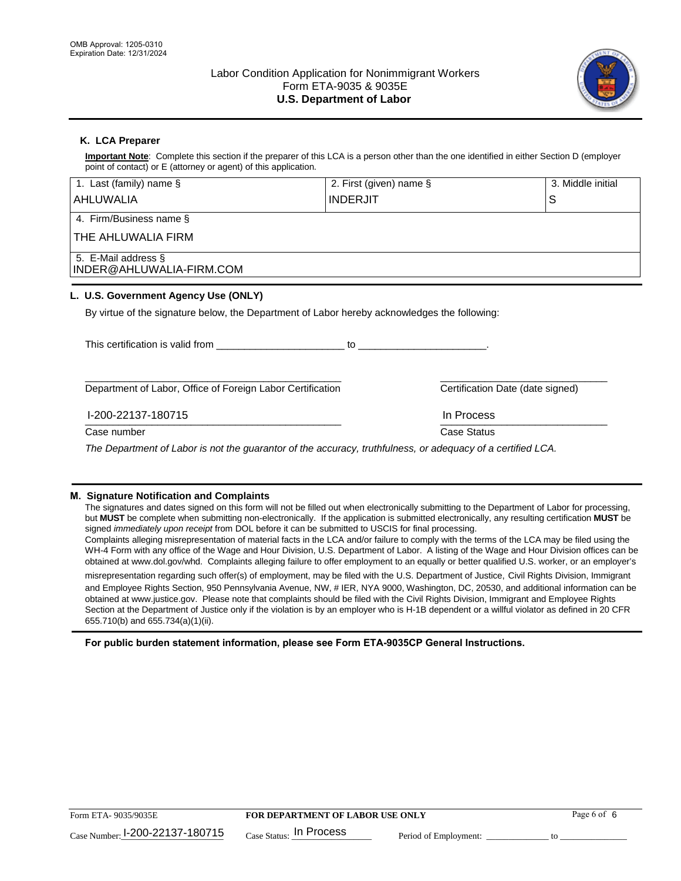OMB Approval: 1205-0310
Expiration Date: 12/31/2024

Labor Condition Application for Nonimmigrant Workers
Form ETA-9035 & 9035E
**U.S. Department of Labor**

### K. LCA Preparer

**Important Note**: Complete this section if the preparer of this LCA is a person other than the one identified in either Section D (employer point of contact) or E (attorney or agent) of this application.

| 1. Last (family) name § | 2. First (given) name § | 3. Middle initial |
|---|---|---|
| AHLUWALIA | INDERJIT | S |
| 4. Firm/Business name § | | |
| THE AHLUWALIA FIRM | | |
| 5. E-Mail address § | | |
| INDER@AHLUWALIA-FIRM.COM | | |

### L. U.S. Government Agency Use (ONLY)

By virtue of the signature below, the Department of Labor hereby acknowledges the following:

This certification is valid from ______________________ to ______________________.

______________________________________________ Department of Labor, Office of Foreign Labor Certification

______________________________ Certification Date (date signed)

I-200-22137-180715
Case number

In Process
Case Status

*The Department of Labor is not the guarantor of the accuracy, truthfulness, or adequacy of a certified LCA.*

### M. Signature Notification and Complaints

The signatures and dates signed on this form will not be filled out when electronically submitting to the Department of Labor for processing, but **MUST** be complete when submitting non-electronically. If the application is submitted electronically, any resulting certification **MUST** be signed *immediately upon receipt* from DOL before it can be submitted to USCIS for final processing.

Complaints alleging misrepresentation of material facts in the LCA and/or failure to comply with the terms of the LCA may be filed using the WH-4 Form with any office of the Wage and Hour Division, U.S. Department of Labor. A listing of the Wage and Hour Division offices can be obtained at www.dol.gov/whd. Complaints alleging failure to offer employment to an equally or better qualified U.S. worker, or an employer's misrepresentation regarding such offer(s) of employment, may be filed with the U.S. Department of Justice, Civil Rights Division, Immigrant and Employee Rights Section, 950 Pennsylvania Avenue, NW, # IER, NYA 9000, Washington, DC, 20530, and additional information can be obtained at www.justice.gov. Please note that complaints should be filed with the Civil Rights Division, Immigrant and Employee Rights Section at the Department of Justice only if the violation is by an employer who is H-1B dependent or a willful violator as defined in 20 CFR 655.710(b) and 655.734(a)(1)(ii).

**For public burden statement information, please see Form ETA-9035CP General Instructions.**

Form ETA- 9035/9035E — **FOR DEPARTMENT OF LABOR USE ONLY**

Case Number: I-200-22137-180715 Case Status: In Process Period of Employment: _____________ to _____________